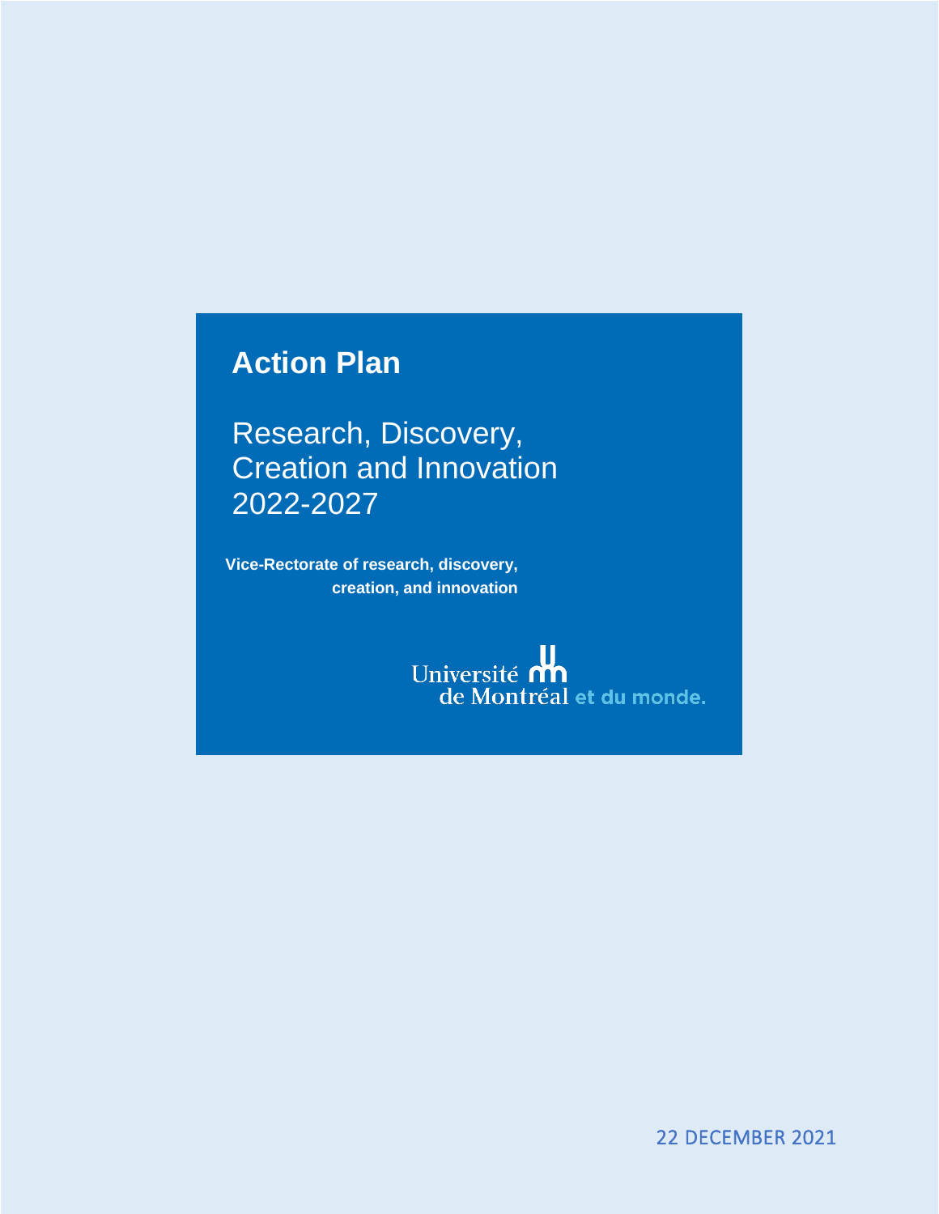# Action Plan

## Research, Discovery, Creation and Innovation 2022-2027

**Vice-Rectorate of research, discovery, creation, and innovation**

Université de Montréal et du monde.

22 DECEMBER 2021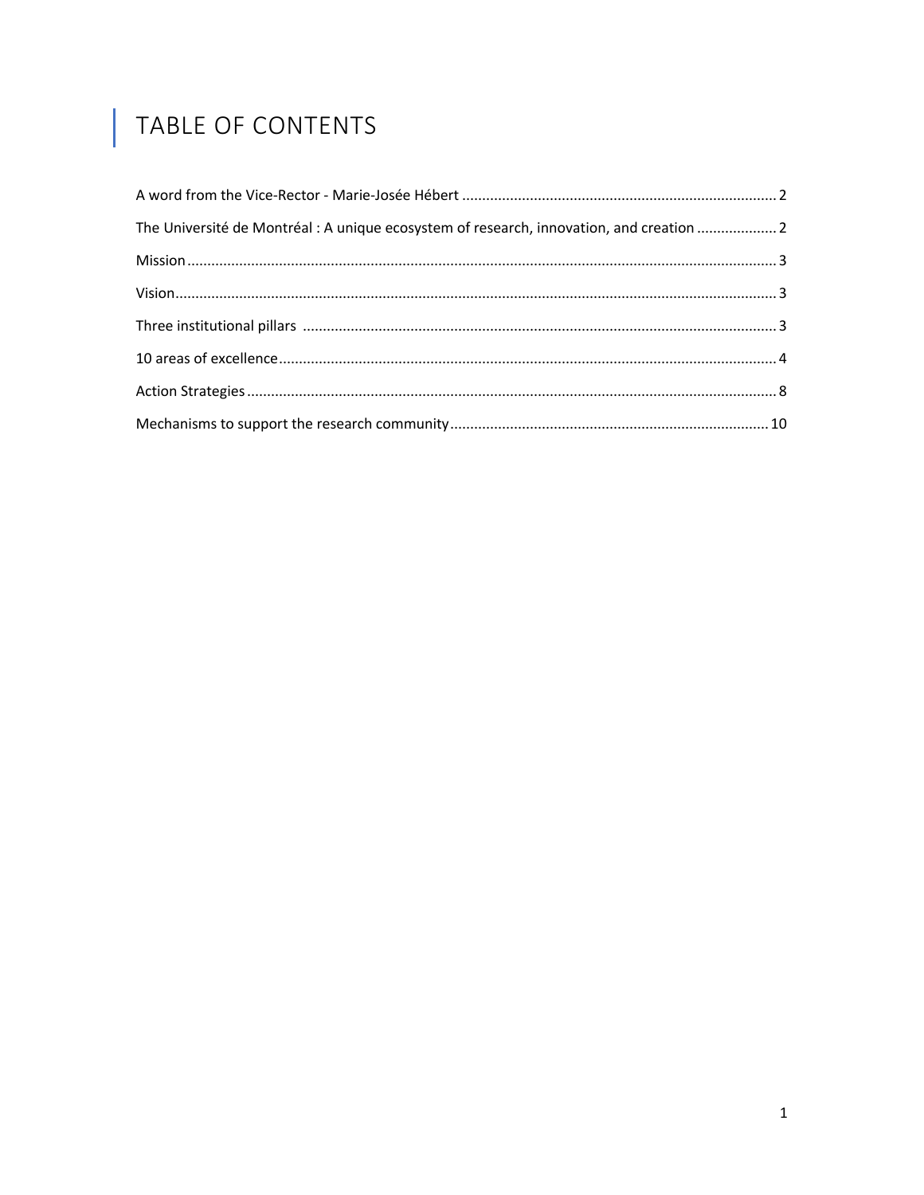# TABLE OF CONTENTS

A word from the Vice-Rector - Marie-Josée Hébert .......... 2

The Université de Montréal : A unique ecosystem of research, innovation, and creation .......... 2

Mission .......... 3

Vision .......... 3

Three institutional pillars .......... 3

10 areas of excellence .......... 4

Action Strategies .......... 8

Mechanisms to support the research community .......... 10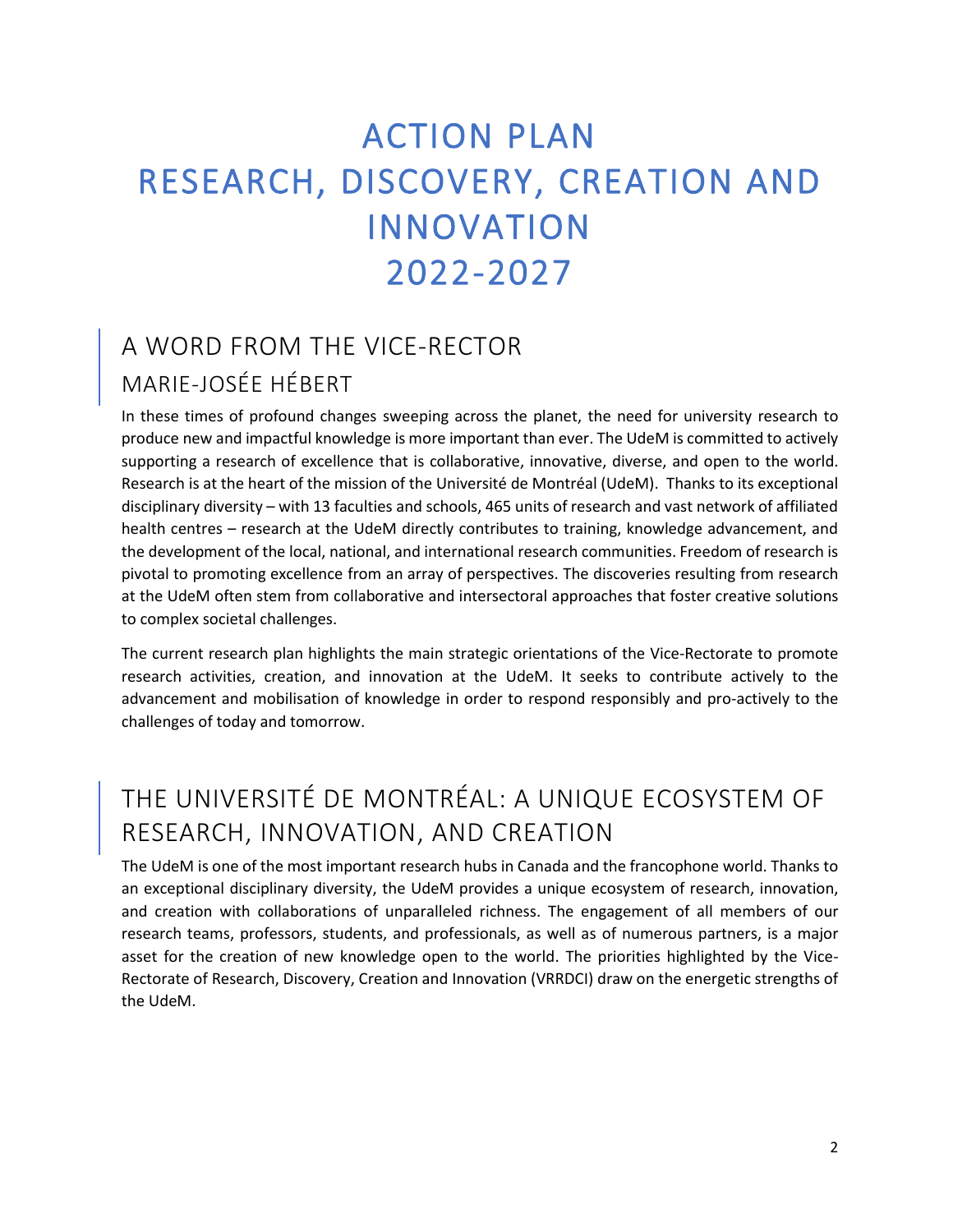# ACTION PLAN RESEARCH, DISCOVERY, CREATION AND INNOVATION 2022-2027

## A WORD FROM THE VICE-RECTOR

### MARIE-JOSÉE HÉBERT

In these times of profound changes sweeping across the planet, the need for university research to produce new and impactful knowledge is more important than ever. The UdeM is committed to actively supporting a research of excellence that is collaborative, innovative, diverse, and open to the world. Research is at the heart of the mission of the Université de Montréal (UdeM). Thanks to its exceptional disciplinary diversity – with 13 faculties and schools, 465 units of research and vast network of affiliated health centres – research at the UdeM directly contributes to training, knowledge advancement, and the development of the local, national, and international research communities. Freedom of research is pivotal to promoting excellence from an array of perspectives. The discoveries resulting from research at the UdeM often stem from collaborative and intersectoral approaches that foster creative solutions to complex societal challenges.

The current research plan highlights the main strategic orientations of the Vice-Rectorate to promote research activities, creation, and innovation at the UdeM. It seeks to contribute actively to the advancement and mobilisation of knowledge in order to respond responsibly and pro-actively to the challenges of today and tomorrow.

## THE UNIVERSITÉ DE MONTRÉAL: A UNIQUE ECOSYSTEM OF RESEARCH, INNOVATION, AND CREATION

The UdeM is one of the most important research hubs in Canada and the francophone world. Thanks to an exceptional disciplinary diversity, the UdeM provides a unique ecosystem of research, innovation, and creation with collaborations of unparalleled richness. The engagement of all members of our research teams, professors, students, and professionals, as well as of numerous partners, is a major asset for the creation of new knowledge open to the world. The priorities highlighted by the Vice-Rectorate of Research, Discovery, Creation and Innovation (VRRDCI) draw on the energetic strengths of the UdeM.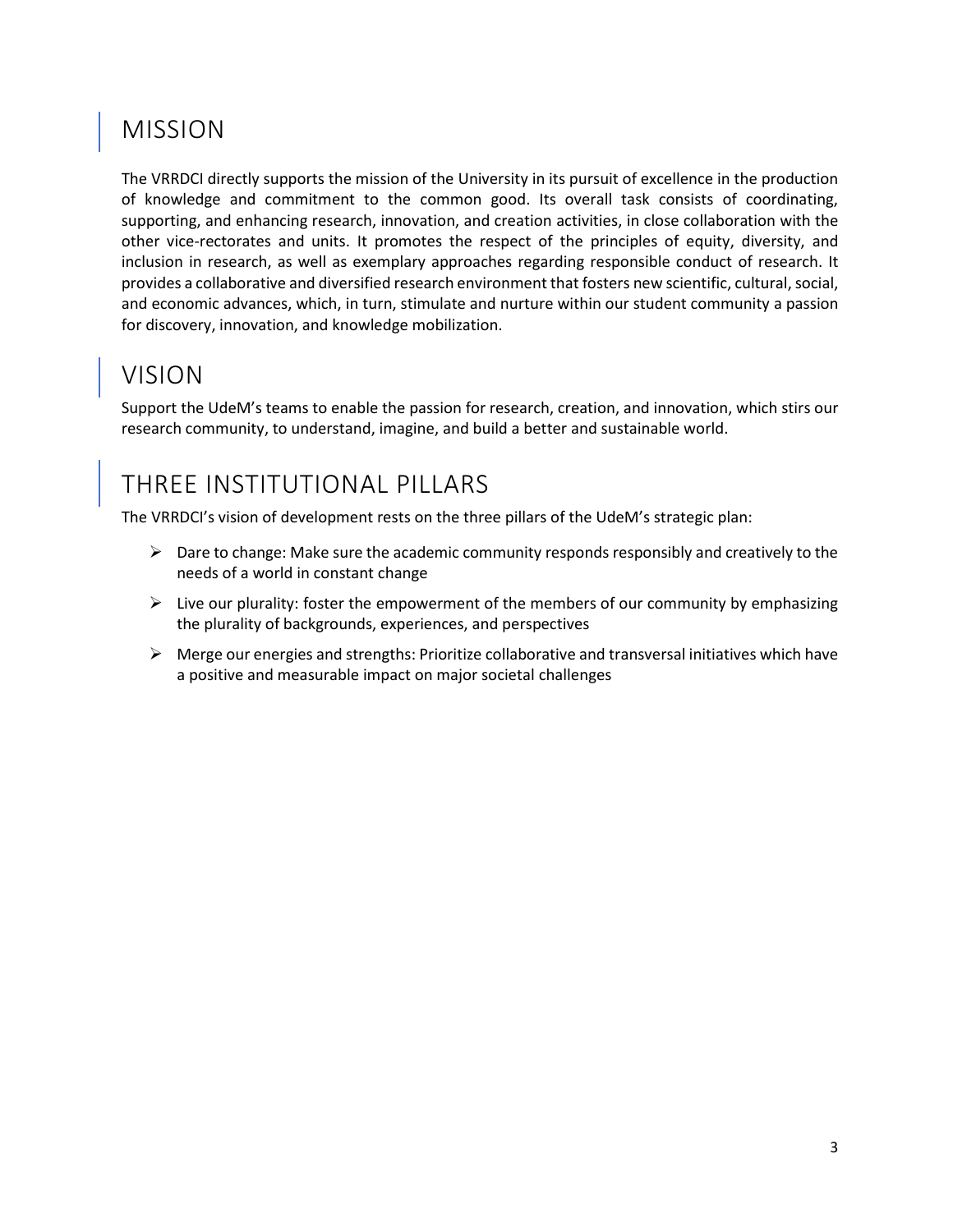# MISSION

The VRRDCI directly supports the mission of the University in its pursuit of excellence in the production of knowledge and commitment to the common good. Its overall task consists of coordinating, supporting, and enhancing research, innovation, and creation activities, in close collaboration with the other vice-rectorates and units. It promotes the respect of the principles of equity, diversity, and inclusion in research, as well as exemplary approaches regarding responsible conduct of research. It provides a collaborative and diversified research environment that fosters new scientific, cultural, social, and economic advances, which, in turn, stimulate and nurture within our student community a passion for discovery, innovation, and knowledge mobilization.

# VISION

Support the UdeM's teams to enable the passion for research, creation, and innovation, which stirs our research community, to understand, imagine, and build a better and sustainable world.

# THREE INSTITUTIONAL PILLARS

The VRRDCI's vision of development rests on the three pillars of the UdeM's strategic plan:

- Dare to change: Make sure the academic community responds responsibly and creatively to the needs of a world in constant change
- Live our plurality: foster the empowerment of the members of our community by emphasizing the plurality of backgrounds, experiences, and perspectives
- Merge our energies and strengths: Prioritize collaborative and transversal initiatives which have a positive and measurable impact on major societal challenges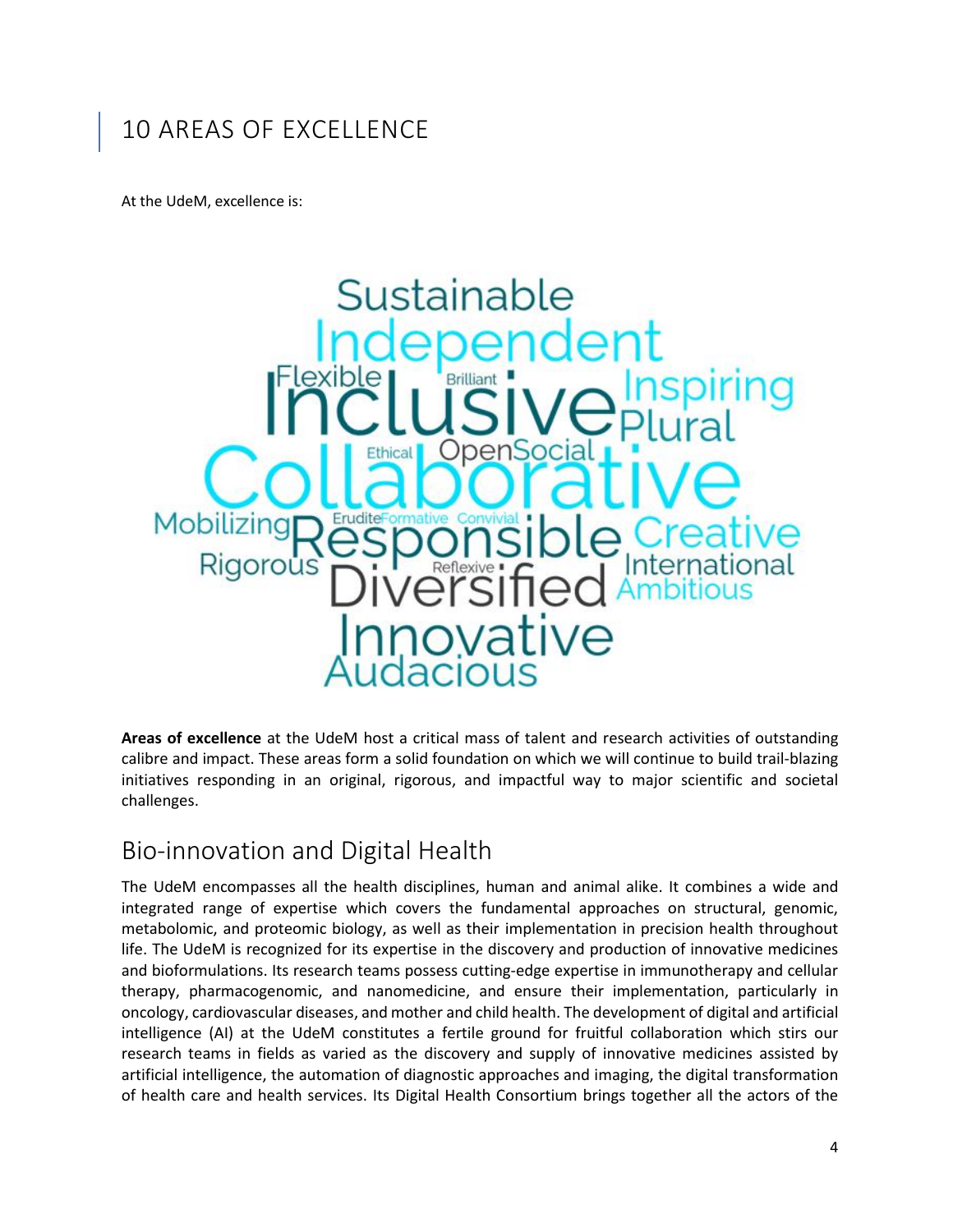## 10 AREAS OF EXCELLENCE

At the UdeM, excellence is:

**Areas of excellence** at the UdeM host a critical mass of talent and research activities of outstanding calibre and impact. These areas form a solid foundation on which we will continue to build trail-blazing initiatives responding in an original, rigorous, and impactful way to major scientific and societal challenges.

### Bio-innovation and Digital Health

The UdeM encompasses all the health disciplines, human and animal alike. It combines a wide and integrated range of expertise which covers the fundamental approaches on structural, genomic, metabolomic, and proteomic biology, as well as their implementation in precision health throughout life. The UdeM is recognized for its expertise in the discovery and production of innovative medicines and bioformulations. Its research teams possess cutting-edge expertise in immunotherapy and cellular therapy, pharmacogenomic, and nanomedicine, and ensure their implementation, particularly in oncology, cardiovascular diseases, and mother and child health. The development of digital and artificial intelligence (AI) at the UdeM constitutes a fertile ground for fruitful collaboration which stirs our research teams in fields as varied as the discovery and supply of innovative medicines assisted by artificial intelligence, the automation of diagnostic approaches and imaging, the digital transformation of health care and health services. Its Digital Health Consortium brings together all the actors of the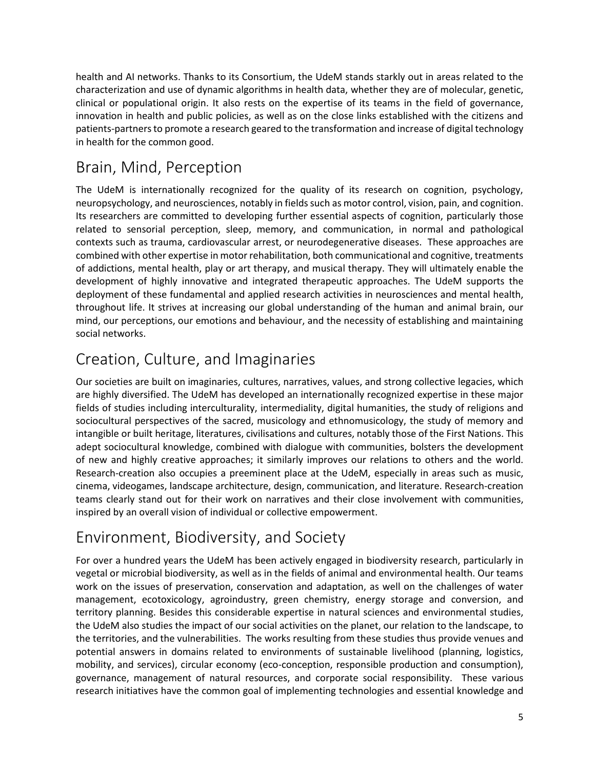health and AI networks. Thanks to its Consortium, the UdeM stands starkly out in areas related to the characterization and use of dynamic algorithms in health data, whether they are of molecular, genetic, clinical or populational origin. It also rests on the expertise of its teams in the field of governance, innovation in health and public policies, as well as on the close links established with the citizens and patients-partners to promote a research geared to the transformation and increase of digital technology in health for the common good.

## Brain, Mind, Perception

The UdeM is internationally recognized for the quality of its research on cognition, psychology, neuropsychology, and neurosciences, notably in fields such as motor control, vision, pain, and cognition. Its researchers are committed to developing further essential aspects of cognition, particularly those related to sensorial perception, sleep, memory, and communication, in normal and pathological contexts such as trauma, cardiovascular arrest, or neurodegenerative diseases. These approaches are combined with other expertise in motor rehabilitation, both communicational and cognitive, treatments of addictions, mental health, play or art therapy, and musical therapy. They will ultimately enable the development of highly innovative and integrated therapeutic approaches. The UdeM supports the deployment of these fundamental and applied research activities in neurosciences and mental health, throughout life. It strives at increasing our global understanding of the human and animal brain, our mind, our perceptions, our emotions and behaviour, and the necessity of establishing and maintaining social networks.

## Creation, Culture, and Imaginaries

Our societies are built on imaginaries, cultures, narratives, values, and strong collective legacies, which are highly diversified. The UdeM has developed an internationally recognized expertise in these major fields of studies including interculturality, intermediality, digital humanities, the study of religions and sociocultural perspectives of the sacred, musicology and ethnomusicology, the study of memory and intangible or built heritage, literatures, civilisations and cultures, notably those of the First Nations. This adept sociocultural knowledge, combined with dialogue with communities, bolsters the development of new and highly creative approaches; it similarly improves our relations to others and the world. Research-creation also occupies a preeminent place at the UdeM, especially in areas such as music, cinema, videogames, landscape architecture, design, communication, and literature. Research-creation teams clearly stand out for their work on narratives and their close involvement with communities, inspired by an overall vision of individual or collective empowerment.

## Environment, Biodiversity, and Society

For over a hundred years the UdeM has been actively engaged in biodiversity research, particularly in vegetal or microbial biodiversity, as well as in the fields of animal and environmental health. Our teams work on the issues of preservation, conservation and adaptation, as well on the challenges of water management, ecotoxicology, agroindustry, green chemistry, energy storage and conversion, and territory planning. Besides this considerable expertise in natural sciences and environmental studies, the UdeM also studies the impact of our social activities on the planet, our relation to the landscape, to the territories, and the vulnerabilities. The works resulting from these studies thus provide venues and potential answers in domains related to environments of sustainable livelihood (planning, logistics, mobility, and services), circular economy (eco-conception, responsible production and consumption), governance, management of natural resources, and corporate social responsibility. These various research initiatives have the common goal of implementing technologies and essential knowledge and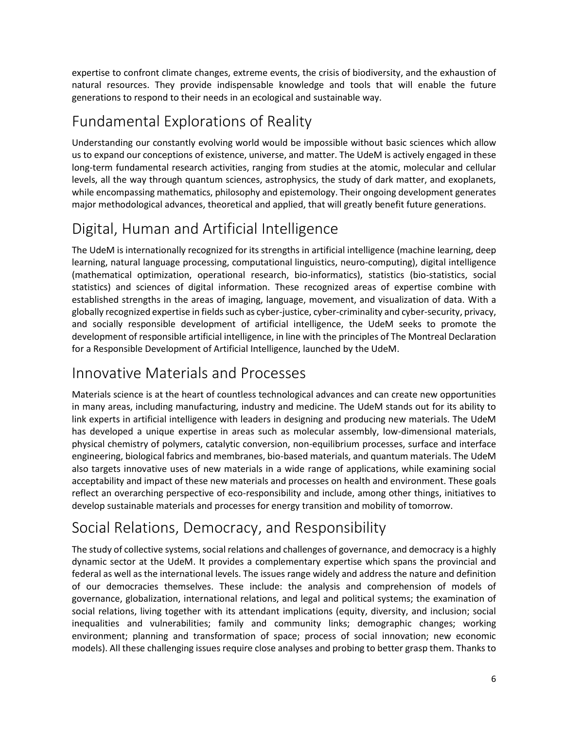expertise to confront climate changes, extreme events, the crisis of biodiversity, and the exhaustion of natural resources. They provide indispensable knowledge and tools that will enable the future generations to respond to their needs in an ecological and sustainable way.

## Fundamental Explorations of Reality

Understanding our constantly evolving world would be impossible without basic sciences which allow us to expand our conceptions of existence, universe, and matter. The UdeM is actively engaged in these long-term fundamental research activities, ranging from studies at the atomic, molecular and cellular levels, all the way through quantum sciences, astrophysics, the study of dark matter, and exoplanets, while encompassing mathematics, philosophy and epistemology. Their ongoing development generates major methodological advances, theoretical and applied, that will greatly benefit future generations.

## Digital, Human and Artificial Intelligence

The UdeM is internationally recognized for its strengths in artificial intelligence (machine learning, deep learning, natural language processing, computational linguistics, neuro-computing), digital intelligence (mathematical optimization, operational research, bio-informatics), statistics (bio-statistics, social statistics) and sciences of digital information. These recognized areas of expertise combine with established strengths in the areas of imaging, language, movement, and visualization of data. With a globally recognized expertise in fields such as cyber-justice, cyber-criminality and cyber-security, privacy, and socially responsible development of artificial intelligence, the UdeM seeks to promote the development of responsible artificial intelligence, in line with the principles of The Montreal Declaration for a Responsible Development of Artificial Intelligence, launched by the UdeM.

## Innovative Materials and Processes

Materials science is at the heart of countless technological advances and can create new opportunities in many areas, including manufacturing, industry and medicine. The UdeM stands out for its ability to link experts in artificial intelligence with leaders in designing and producing new materials. The UdeM has developed a unique expertise in areas such as molecular assembly, low-dimensional materials, physical chemistry of polymers, catalytic conversion, non-equilibrium processes, surface and interface engineering, biological fabrics and membranes, bio-based materials, and quantum materials. The UdeM also targets innovative uses of new materials in a wide range of applications, while examining social acceptability and impact of these new materials and processes on health and environment. These goals reflect an overarching perspective of eco-responsibility and include, among other things, initiatives to develop sustainable materials and processes for energy transition and mobility of tomorrow.

## Social Relations, Democracy, and Responsibility

The study of collective systems, social relations and challenges of governance, and democracy is a highly dynamic sector at the UdeM. It provides a complementary expertise which spans the provincial and federal as well as the international levels. The issues range widely and address the nature and definition of our democracies themselves. These include: the analysis and comprehension of models of governance, globalization, international relations, and legal and political systems; the examination of social relations, living together with its attendant implications (equity, diversity, and inclusion; social inequalities and vulnerabilities; family and community links; demographic changes; working environment; planning and transformation of space; process of social innovation; new economic models). All these challenging issues require close analyses and probing to better grasp them. Thanks to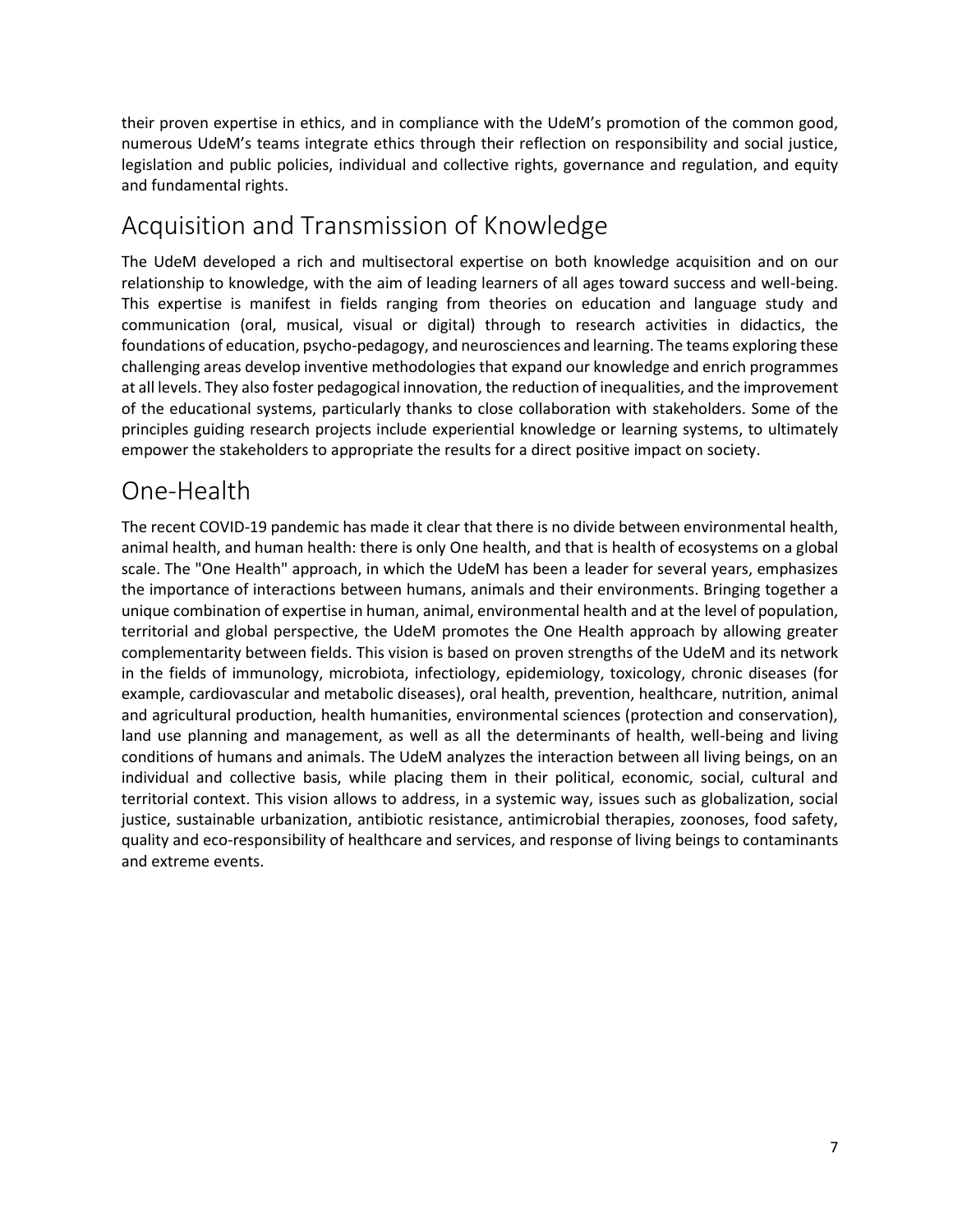their proven expertise in ethics, and in compliance with the UdeM's promotion of the common good, numerous UdeM's teams integrate ethics through their reflection on responsibility and social justice, legislation and public policies, individual and collective rights, governance and regulation, and equity and fundamental rights.

## Acquisition and Transmission of Knowledge

The UdeM developed a rich and multisectoral expertise on both knowledge acquisition and on our relationship to knowledge, with the aim of leading learners of all ages toward success and well-being. This expertise is manifest in fields ranging from theories on education and language study and communication (oral, musical, visual or digital) through to research activities in didactics, the foundations of education, psycho-pedagogy, and neurosciences and learning. The teams exploring these challenging areas develop inventive methodologies that expand our knowledge and enrich programmes at all levels. They also foster pedagogical innovation, the reduction of inequalities, and the improvement of the educational systems, particularly thanks to close collaboration with stakeholders. Some of the principles guiding research projects include experiential knowledge or learning systems, to ultimately empower the stakeholders to appropriate the results for a direct positive impact on society.

## One-Health

The recent COVID-19 pandemic has made it clear that there is no divide between environmental health, animal health, and human health: there is only One health, and that is health of ecosystems on a global scale. The "One Health" approach, in which the UdeM has been a leader for several years, emphasizes the importance of interactions between humans, animals and their environments. Bringing together a unique combination of expertise in human, animal, environmental health and at the level of population, territorial and global perspective, the UdeM promotes the One Health approach by allowing greater complementarity between fields. This vision is based on proven strengths of the UdeM and its network in the fields of immunology, microbiota, infectiology, epidemiology, toxicology, chronic diseases (for example, cardiovascular and metabolic diseases), oral health, prevention, healthcare, nutrition, animal and agricultural production, health humanities, environmental sciences (protection and conservation), land use planning and management, as well as all the determinants of health, well-being and living conditions of humans and animals. The UdeM analyzes the interaction between all living beings, on an individual and collective basis, while placing them in their political, economic, social, cultural and territorial context. This vision allows to address, in a systemic way, issues such as globalization, social justice, sustainable urbanization, antibiotic resistance, antimicrobial therapies, zoonoses, food safety, quality and eco-responsibility of healthcare and services, and response of living beings to contaminants and extreme events.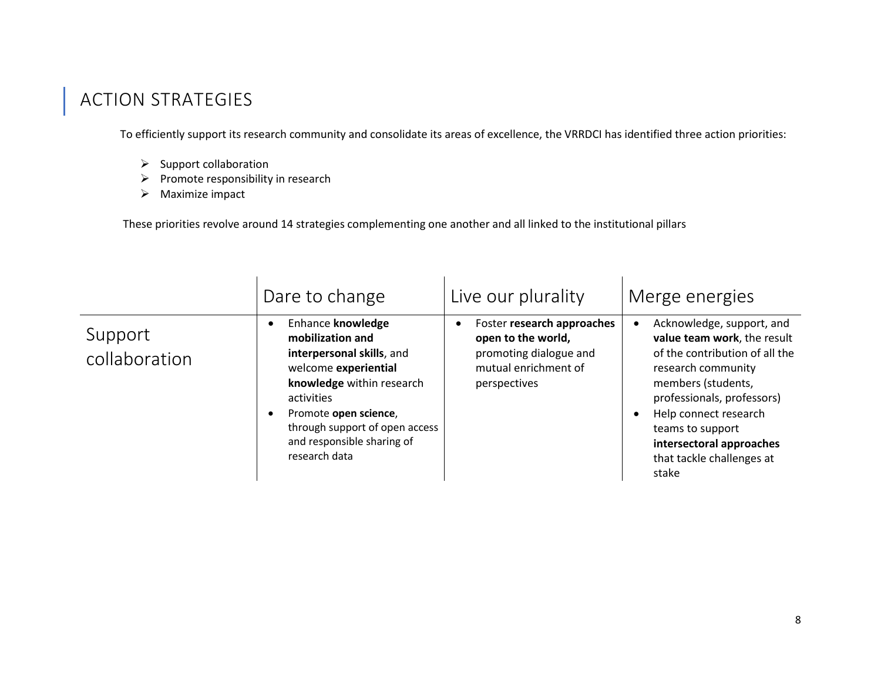## ACTION STRATEGIES

To efficiently support its research community and consolidate its areas of excellence, the VRRDCI has identified three action priorities:

- Support collaboration
- Promote responsibility in research
- Maximize impact

These priorities revolve around 14 strategies complementing one another and all linked to the institutional pillars

| | Dare to change | Live our plurality | Merge energies |
|---|---|---|---|
| Support collaboration | • Enhance **knowledge mobilization and interpersonal skills**, and welcome **experiential knowledge** within research activities<br>• Promote **open science**, through support of open access and responsible sharing of research data | • Foster **research approaches open to the world,** promoting dialogue and mutual enrichment of perspectives | • Acknowledge, support, and **value team work**, the result of the contribution of all the research community members (students, professionals, professors)<br>• Help connect research teams to support **intersectoral approaches** that tackle challenges at stake |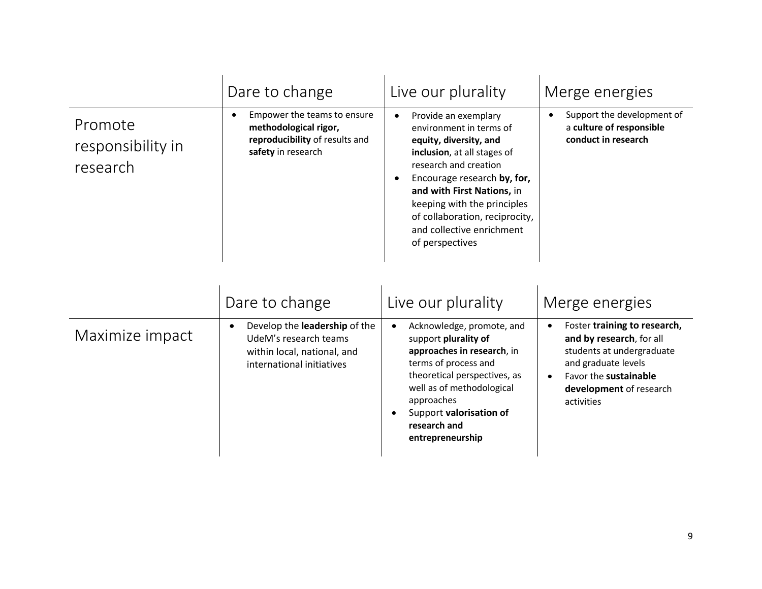| | Dare to change | Live our plurality | Merge energies |
|---|---|---|---|
| Promote responsibility in research | • Empower the teams to ensure **methodological rigor, reproducibility** of results and **safety** in research | • Provide an exemplary environment in terms of **equity, diversity, and inclusion**, at all stages of research and creation<br>• Encourage research **by, for, and with First Nations,** in keeping with the principles of collaboration, reciprocity, and collective enrichment of perspectives | • Support the development of a **culture of responsible conduct in research** |

| | Dare to change | Live our plurality | Merge energies |
|---|---|---|---|
| Maximize impact | • Develop the **leadership** of the UdeM's research teams within local, national, and international initiatives | • Acknowledge, promote, and support **plurality of approaches in research**, in terms of process and theoretical perspectives, as well as of methodological approaches<br>• Support **valorisation of research and entrepreneurship** | • Foster **training to research, and by research**, for all students at undergraduate and graduate levels<br>• Favor the **sustainable development** of research activities |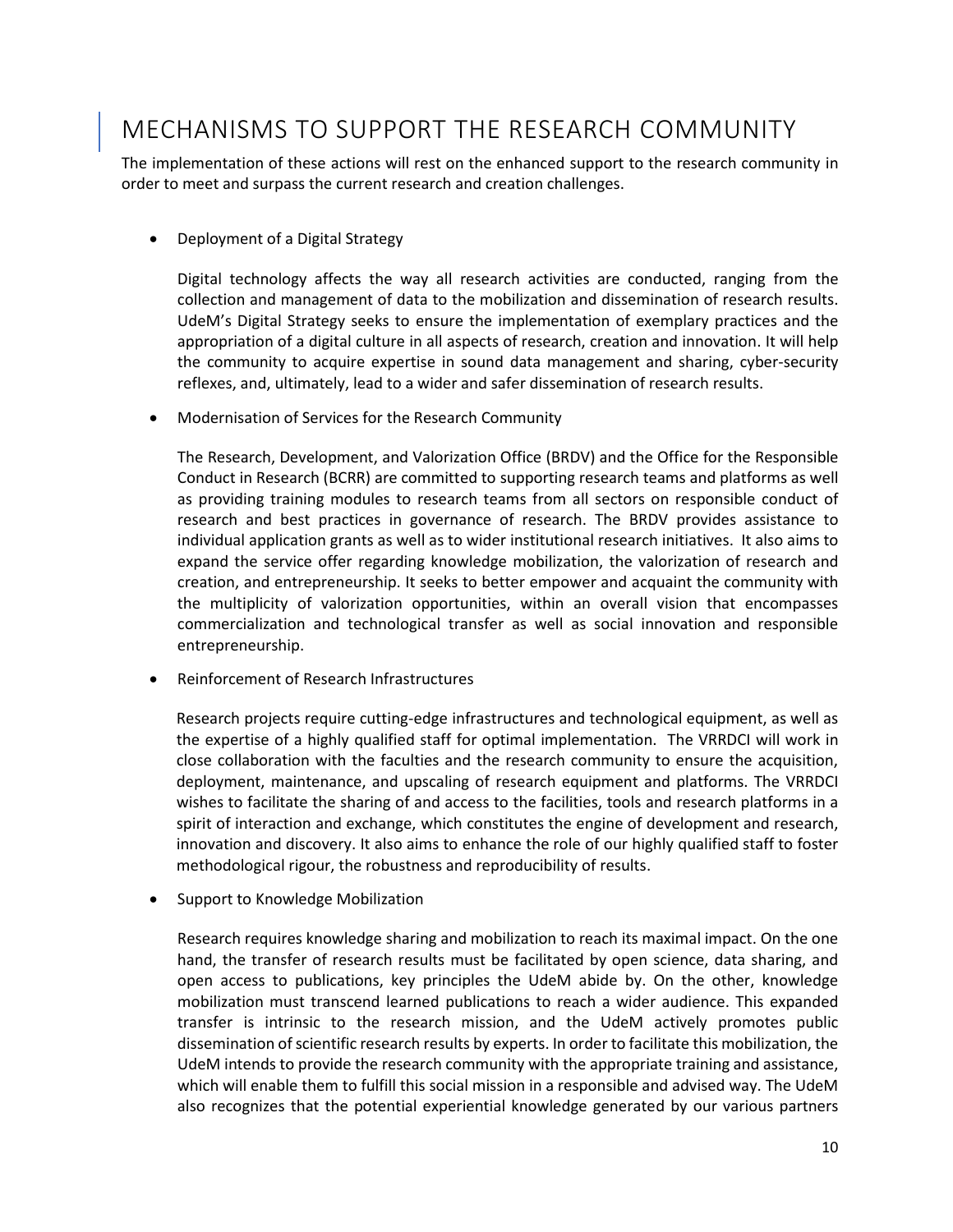# MECHANISMS TO SUPPORT THE RESEARCH COMMUNITY

The implementation of these actions will rest on the enhanced support to the research community in order to meet and surpass the current research and creation challenges.

- Deployment of a Digital Strategy

  Digital technology affects the way all research activities are conducted, ranging from the collection and management of data to the mobilization and dissemination of research results. UdeM's Digital Strategy seeks to ensure the implementation of exemplary practices and the appropriation of a digital culture in all aspects of research, creation and innovation. It will help the community to acquire expertise in sound data management and sharing, cyber-security reflexes, and, ultimately, lead to a wider and safer dissemination of research results.

- Modernisation of Services for the Research Community

  The Research, Development, and Valorization Office (BRDV) and the Office for the Responsible Conduct in Research (BCRR) are committed to supporting research teams and platforms as well as providing training modules to research teams from all sectors on responsible conduct of research and best practices in governance of research. The BRDV provides assistance to individual application grants as well as to wider institutional research initiatives. It also aims to expand the service offer regarding knowledge mobilization, the valorization of research and creation, and entrepreneurship. It seeks to better empower and acquaint the community with the multiplicity of valorization opportunities, within an overall vision that encompasses commercialization and technological transfer as well as social innovation and responsible entrepreneurship.

- Reinforcement of Research Infrastructures

  Research projects require cutting-edge infrastructures and technological equipment, as well as the expertise of a highly qualified staff for optimal implementation. The VRRDCI will work in close collaboration with the faculties and the research community to ensure the acquisition, deployment, maintenance, and upscaling of research equipment and platforms. The VRRDCI wishes to facilitate the sharing of and access to the facilities, tools and research platforms in a spirit of interaction and exchange, which constitutes the engine of development and research, innovation and discovery. It also aims to enhance the role of our highly qualified staff to foster methodological rigour, the robustness and reproducibility of results.

- Support to Knowledge Mobilization

  Research requires knowledge sharing and mobilization to reach its maximal impact. On the one hand, the transfer of research results must be facilitated by open science, data sharing, and open access to publications, key principles the UdeM abide by. On the other, knowledge mobilization must transcend learned publications to reach a wider audience. This expanded transfer is intrinsic to the research mission, and the UdeM actively promotes public dissemination of scientific research results by experts. In order to facilitate this mobilization, the UdeM intends to provide the research community with the appropriate training and assistance, which will enable them to fulfill this social mission in a responsible and advised way. The UdeM also recognizes that the potential experiential knowledge generated by our various partners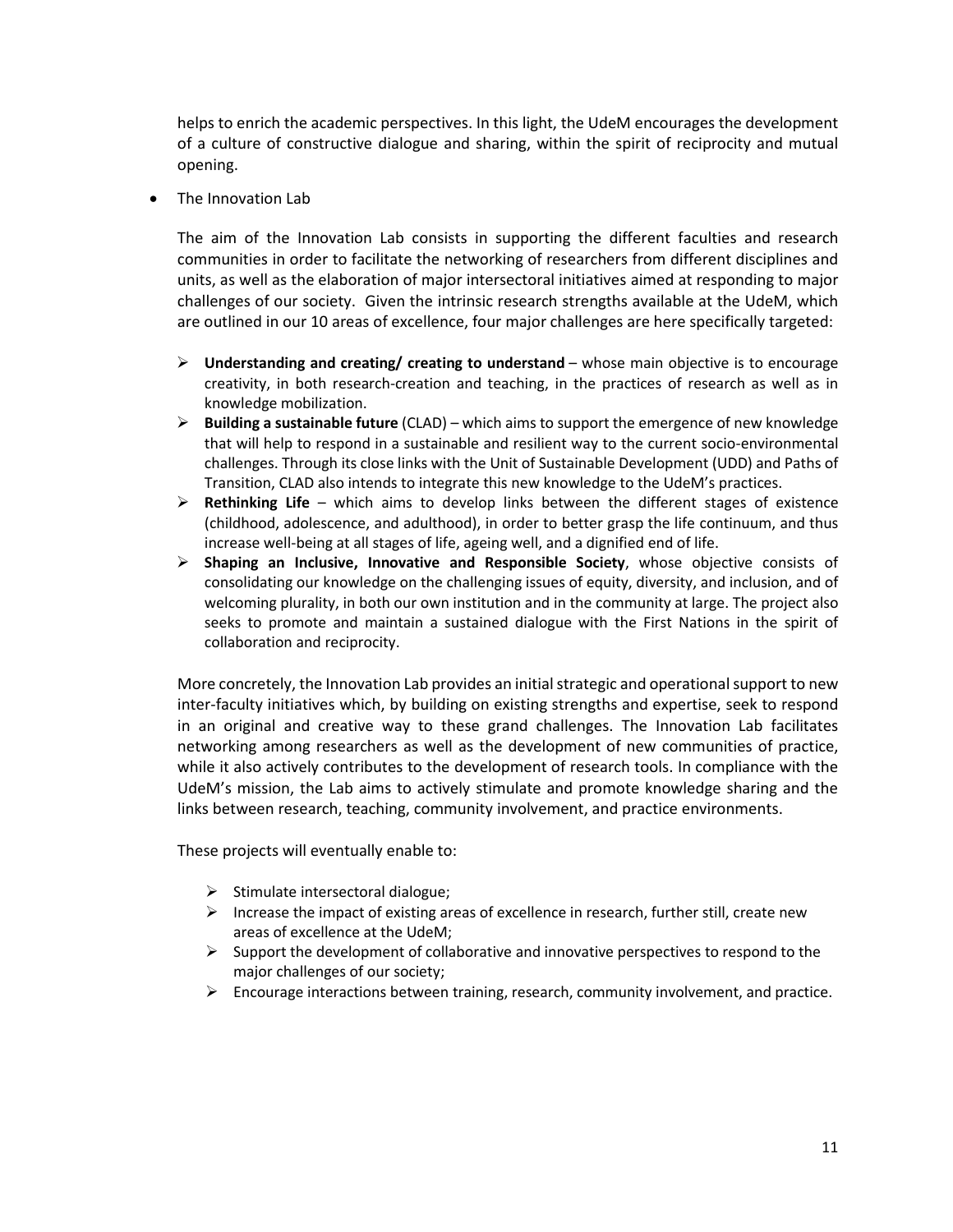helps to enrich the academic perspectives. In this light, the UdeM encourages the development of a culture of constructive dialogue and sharing, within the spirit of reciprocity and mutual opening.

- The Innovation Lab

The aim of the Innovation Lab consists in supporting the different faculties and research communities in order to facilitate the networking of researchers from different disciplines and units, as well as the elaboration of major intersectoral initiatives aimed at responding to major challenges of our society. Given the intrinsic research strengths available at the UdeM, which are outlined in our 10 areas of excellence, four major challenges are here specifically targeted:

- **Understanding and creating/ creating to understand** – whose main objective is to encourage creativity, in both research-creation and teaching, in the practices of research as well as in knowledge mobilization.
- **Building a sustainable future** (CLAD) – which aims to support the emergence of new knowledge that will help to respond in a sustainable and resilient way to the current socio-environmental challenges. Through its close links with the Unit of Sustainable Development (UDD) and Paths of Transition, CLAD also intends to integrate this new knowledge to the UdeM's practices.
- **Rethinking Life** – which aims to develop links between the different stages of existence (childhood, adolescence, and adulthood), in order to better grasp the life continuum, and thus increase well-being at all stages of life, ageing well, and a dignified end of life.
- **Shaping an Inclusive, Innovative and Responsible Society**, whose objective consists of consolidating our knowledge on the challenging issues of equity, diversity, and inclusion, and of welcoming plurality, in both our own institution and in the community at large. The project also seeks to promote and maintain a sustained dialogue with the First Nations in the spirit of collaboration and reciprocity.

More concretely, the Innovation Lab provides an initial strategic and operational support to new inter-faculty initiatives which, by building on existing strengths and expertise, seek to respond in an original and creative way to these grand challenges. The Innovation Lab facilitates networking among researchers as well as the development of new communities of practice, while it also actively contributes to the development of research tools. In compliance with the UdeM's mission, the Lab aims to actively stimulate and promote knowledge sharing and the links between research, teaching, community involvement, and practice environments.

These projects will eventually enable to:

- Stimulate intersectoral dialogue;
- Increase the impact of existing areas of excellence in research, further still, create new areas of excellence at the UdeM;
- Support the development of collaborative and innovative perspectives to respond to the major challenges of our society;
- Encourage interactions between training, research, community involvement, and practice.